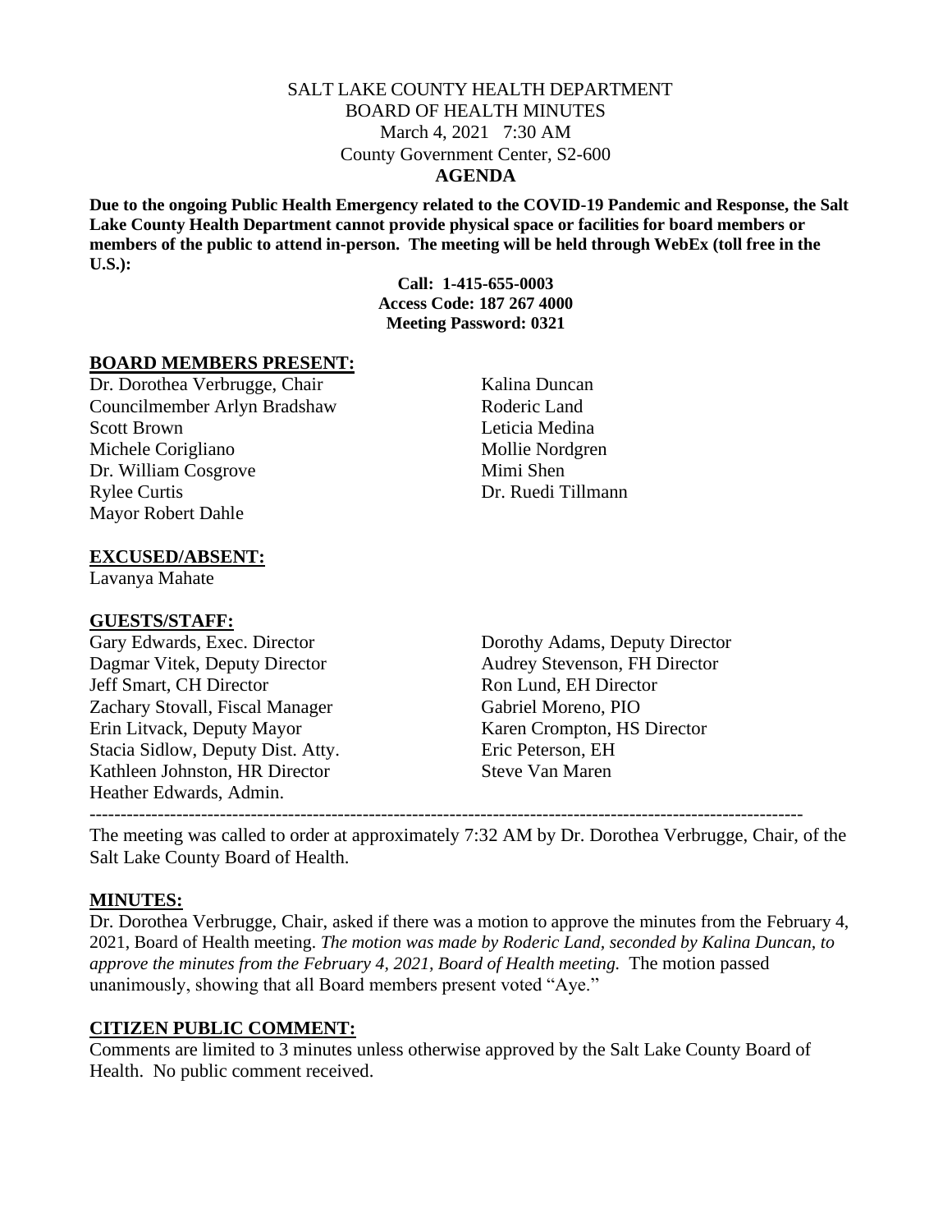# SALT LAKE COUNTY HEALTH DEPARTMENT
## BOARD OF HEALTH MINUTES

March 4, 2021 7:30 AM
County Government Center, S2-600

**AGENDA**

**Due to the ongoing Public Health Emergency related to the COVID-19 Pandemic and Response, the Salt Lake County Health Department cannot provide physical space or facilities for board members or members of the public to attend in-person. The meeting will be held through WebEx (toll free in the U.S.):**

**Call: 1-415-655-0003**
**Access Code: 187 267 4000**
**Meeting Password: 0321**

## BOARD MEMBERS PRESENT:

Dr. Dorothea Verbrugge, Chair
Councilmember Arlyn Bradshaw
Scott Brown
Michele Corigliano
Dr. William Cosgrove
Rylee Curtis
Mayor Robert Dahle
Kalina Duncan
Roderic Land
Leticia Medina
Mollie Nordgren
Mimi Shen
Dr. Ruedi Tillmann

## EXCUSED/ABSENT:

Lavanya Mahate

## GUESTS/STAFF:

Gary Edwards, Exec. Director
Dagmar Vitek, Deputy Director
Jeff Smart, CH Director
Zachary Stovall, Fiscal Manager
Erin Litvack, Deputy Mayor
Stacia Sidlow, Deputy Dist. Atty.
Kathleen Johnston, HR Director
Heather Edwards, Admin.
Dorothy Adams, Deputy Director
Audrey Stevenson, FH Director
Ron Lund, EH Director
Gabriel Moreno, PIO
Karen Crompton, HS Director
Eric Peterson, EH
Steve Van Maren

---

The meeting was called to order at approximately 7:32 AM by Dr. Dorothea Verbrugge, Chair, of the Salt Lake County Board of Health.

## MINUTES:

Dr. Dorothea Verbrugge, Chair, asked if there was a motion to approve the minutes from the February 4, 2021, Board of Health meeting. *The motion was made by Roderic Land, seconded by Kalina Duncan, to approve the minutes from the February 4, 2021, Board of Health meeting.* The motion passed unanimously, showing that all Board members present voted "Aye."

## CITIZEN PUBLIC COMMENT:

Comments are limited to 3 minutes unless otherwise approved by the Salt Lake County Board of Health. No public comment received.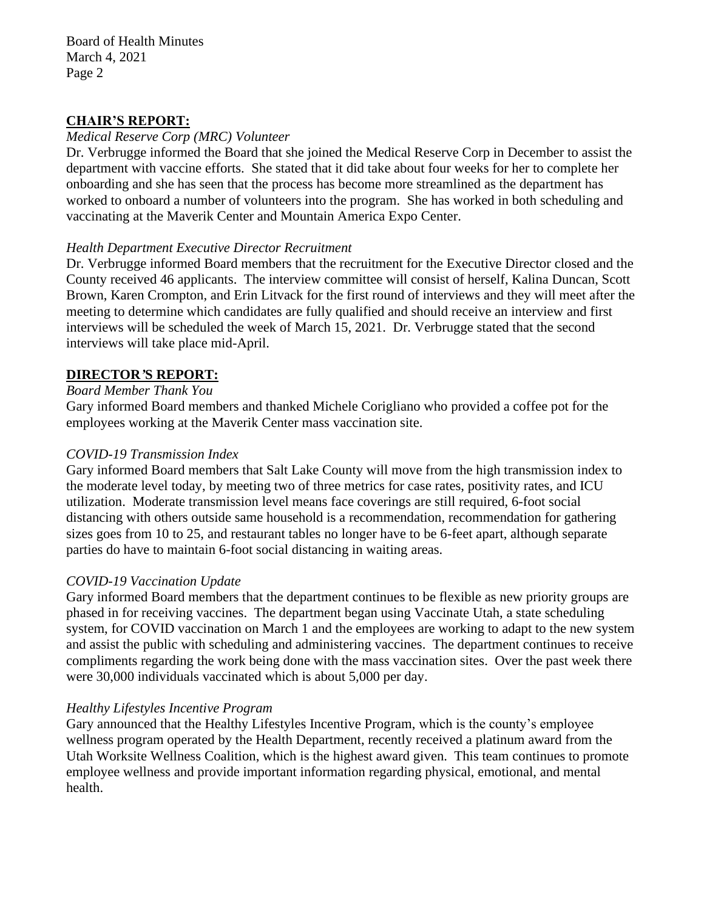## CHAIR'S REPORT:

*Medical Reserve Corp (MRC) Volunteer*

Dr. Verbrugge informed the Board that she joined the Medical Reserve Corp in December to assist the department with vaccine efforts. She stated that it did take about four weeks for her to complete her onboarding and she has seen that the process has become more streamlined as the department has worked to onboard a number of volunteers into the program. She has worked in both scheduling and vaccinating at the Maverik Center and Mountain America Expo Center.

*Health Department Executive Director Recruitment*

Dr. Verbrugge informed Board members that the recruitment for the Executive Director closed and the County received 46 applicants. The interview committee will consist of herself, Kalina Duncan, Scott Brown, Karen Crompton, and Erin Litvack for the first round of interviews and they will meet after the meeting to determine which candidates are fully qualified and should receive an interview and first interviews will be scheduled the week of March 15, 2021. Dr. Verbrugge stated that the second interviews will take place mid-April.

## DIRECTOR'S REPORT:

*Board Member Thank You*

Gary informed Board members and thanked Michele Corigliano who provided a coffee pot for the employees working at the Maverik Center mass vaccination site.

*COVID-19 Transmission Index*

Gary informed Board members that Salt Lake County will move from the high transmission index to the moderate level today, by meeting two of three metrics for case rates, positivity rates, and ICU utilization. Moderate transmission level means face coverings are still required, 6-foot social distancing with others outside same household is a recommendation, recommendation for gathering sizes goes from 10 to 25, and restaurant tables no longer have to be 6-feet apart, although separate parties do have to maintain 6-foot social distancing in waiting areas.

*COVID-19 Vaccination Update*

Gary informed Board members that the department continues to be flexible as new priority groups are phased in for receiving vaccines. The department began using Vaccinate Utah, a state scheduling system, for COVID vaccination on March 1 and the employees are working to adapt to the new system and assist the public with scheduling and administering vaccines. The department continues to receive compliments regarding the work being done with the mass vaccination sites. Over the past week there were 30,000 individuals vaccinated which is about 5,000 per day.

*Healthy Lifestyles Incentive Program*

Gary announced that the Healthy Lifestyles Incentive Program, which is the county's employee wellness program operated by the Health Department, recently received a platinum award from the Utah Worksite Wellness Coalition, which is the highest award given. This team continues to promote employee wellness and provide important information regarding physical, emotional, and mental health.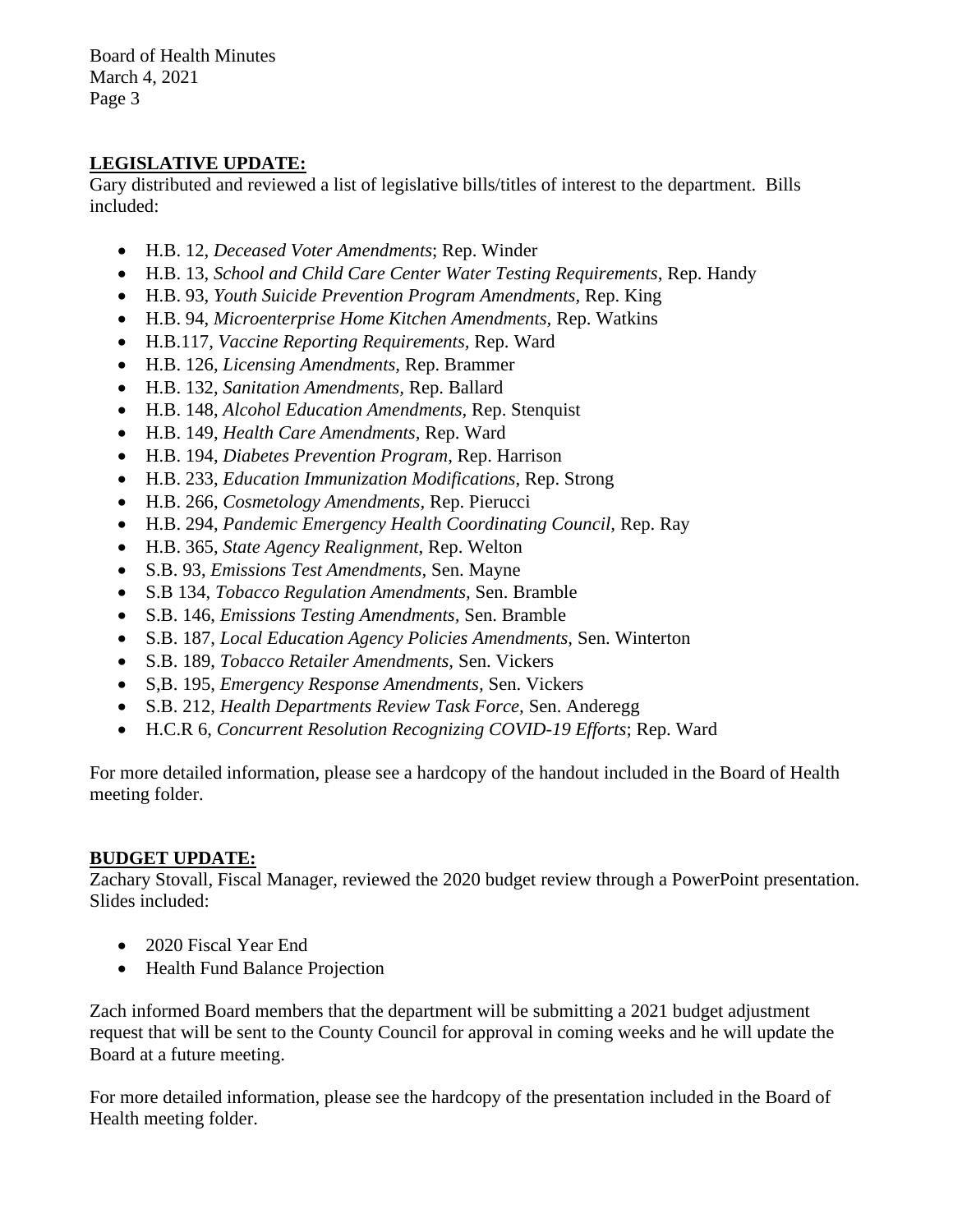## LEGISLATIVE UPDATE:

Gary distributed and reviewed a list of legislative bills/titles of interest to the department. Bills included:

- H.B. 12, *Deceased Voter Amendments*; Rep. Winder
- H.B. 13, *School and Child Care Center Water Testing Requirements*, Rep. Handy
- H.B. 93, *Youth Suicide Prevention Program Amendments,* Rep. King
- H.B. 94, *Microenterprise Home Kitchen Amendments,* Rep. Watkins
- H.B.117, *Vaccine Reporting Requirements,* Rep. Ward
- H.B. 126, *Licensing Amendments,* Rep. Brammer
- H.B. 132, *Sanitation Amendments,* Rep. Ballard
- H.B. 148, *Alcohol Education Amendments,* Rep. Stenquist
- H.B. 149, *Health Care Amendments,* Rep. Ward
- H.B. 194, *Diabetes Prevention Program*, Rep. Harrison
- H.B. 233, *Education Immunization Modifications*, Rep. Strong
- H.B. 266, *Cosmetology Amendments,* Rep. Pierucci
- H.B. 294, *Pandemic Emergency Health Coordinating Council,* Rep. Ray
- H.B. 365, *State Agency Realignment,* Rep. Welton
- S.B. 93, *Emissions Test Amendments,* Sen. Mayne
- S.B 134, *Tobacco Regulation Amendments,* Sen. Bramble
- S.B. 146, *Emissions Testing Amendments,* Sen. Bramble
- S.B. 187, *Local Education Agency Policies Amendments,* Sen. Winterton
- S.B. 189, *Tobacco Retailer Amendments,* Sen. Vickers
- S,B. 195, *Emergency Response Amendments,* Sen. Vickers
- S.B. 212, *Health Departments Review Task Force,* Sen. Anderegg
- H.C.R 6, *Concurrent Resolution Recognizing COVID-19 Efforts*; Rep. Ward

For more detailed information, please see a hardcopy of the handout included in the Board of Health meeting folder.

## BUDGET UPDATE:

Zachary Stovall, Fiscal Manager, reviewed the 2020 budget review through a PowerPoint presentation. Slides included:

- 2020 Fiscal Year End
- Health Fund Balance Projection

Zach informed Board members that the department will be submitting a 2021 budget adjustment request that will be sent to the County Council for approval in coming weeks and he will update the Board at a future meeting.

For more detailed information, please see the hardcopy of the presentation included in the Board of Health meeting folder.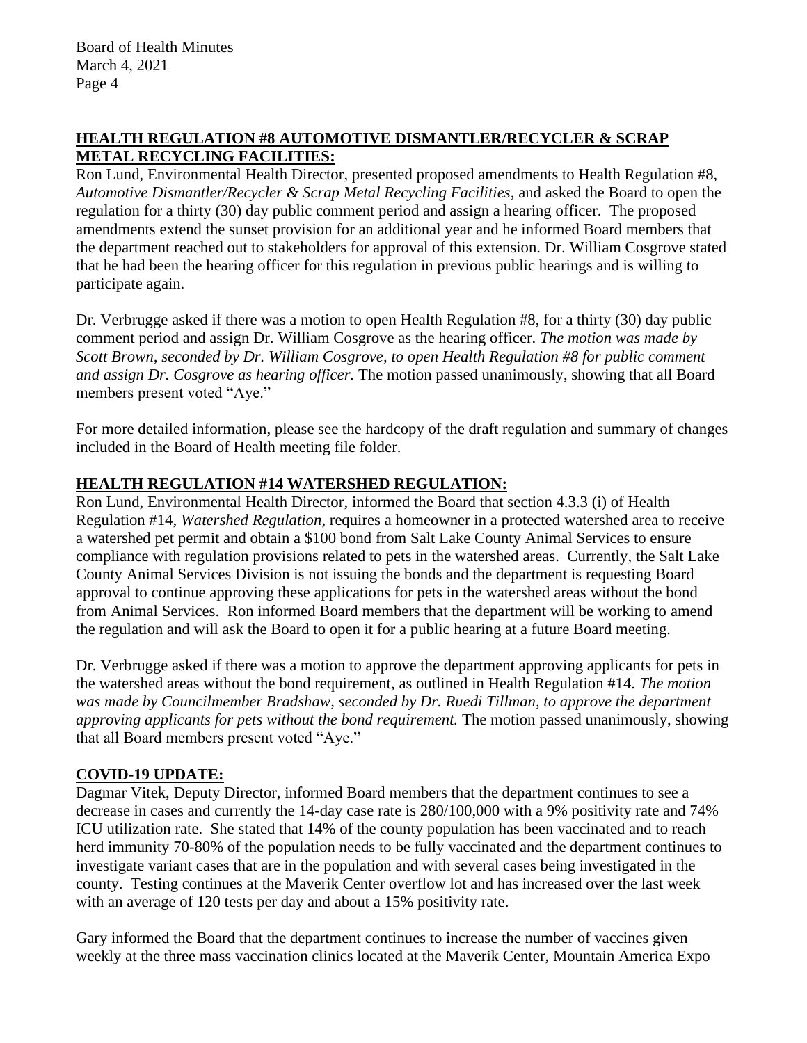## **HEALTH REGULATION #8 AUTOMOTIVE DISMANTLER/RECYCLER & SCRAP METAL RECYCLING FACILITIES:**

Ron Lund, Environmental Health Director, presented proposed amendments to Health Regulation #8, *Automotive Dismantler/Recycler & Scrap Metal Recycling Facilities,* and asked the Board to open the regulation for a thirty (30) day public comment period and assign a hearing officer. The proposed amendments extend the sunset provision for an additional year and he informed Board members that the department reached out to stakeholders for approval of this extension. Dr. William Cosgrove stated that he had been the hearing officer for this regulation in previous public hearings and is willing to participate again.

Dr. Verbrugge asked if there was a motion to open Health Regulation #8, for a thirty (30) day public comment period and assign Dr. William Cosgrove as the hearing officer. *The motion was made by Scott Brown, seconded by Dr. William Cosgrove, to open Health Regulation #8 for public comment and assign Dr. Cosgrove as hearing officer.* The motion passed unanimously, showing that all Board members present voted "Aye."

For more detailed information, please see the hardcopy of the draft regulation and summary of changes included in the Board of Health meeting file folder.

## **HEALTH REGULATION #14 WATERSHED REGULATION:**

Ron Lund, Environmental Health Director, informed the Board that section 4.3.3 (i) of Health Regulation #14, *Watershed Regulation,* requires a homeowner in a protected watershed area to receive a watershed pet permit and obtain a $100 bond from Salt Lake County Animal Services to ensure compliance with regulation provisions related to pets in the watershed areas. Currently, the Salt Lake County Animal Services Division is not issuing the bonds and the department is requesting Board approval to continue approving these applications for pets in the watershed areas without the bond from Animal Services. Ron informed Board members that the department will be working to amend the regulation and will ask the Board to open it for a public hearing at a future Board meeting.

Dr. Verbrugge asked if there was a motion to approve the department approving applicants for pets in the watershed areas without the bond requirement, as outlined in Health Regulation #14. *The motion was made by Councilmember Bradshaw, seconded by Dr. Ruedi Tillman, to approve the department approving applicants for pets without the bond requirement.* The motion passed unanimously, showing that all Board members present voted "Aye."

## **COVID-19 UPDATE:**

Dagmar Vitek, Deputy Director, informed Board members that the department continues to see a decrease in cases and currently the 14-day case rate is 280/100,000 with a 9% positivity rate and 74% ICU utilization rate. She stated that 14% of the county population has been vaccinated and to reach herd immunity 70-80% of the population needs to be fully vaccinated and the department continues to investigate variant cases that are in the population and with several cases being investigated in the county. Testing continues at the Maverik Center overflow lot and has increased over the last week with an average of 120 tests per day and about a 15% positivity rate.

Gary informed the Board that the department continues to increase the number of vaccines given weekly at the three mass vaccination clinics located at the Maverik Center, Mountain America Expo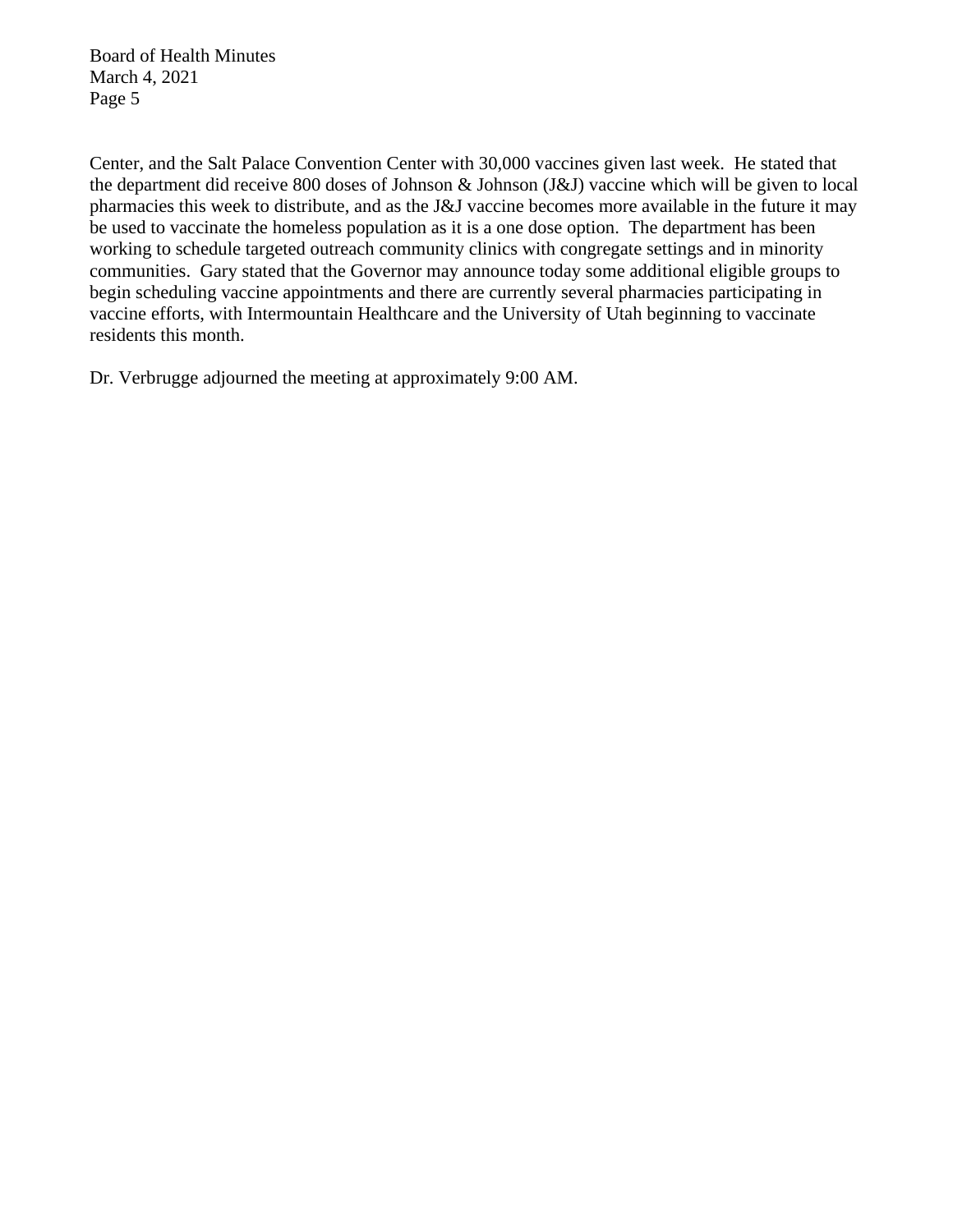Center, and the Salt Palace Convention Center with 30,000 vaccines given last week. He stated that the department did receive 800 doses of Johnson & Johnson (J&J) vaccine which will be given to local pharmacies this week to distribute, and as the J&J vaccine becomes more available in the future it may be used to vaccinate the homeless population as it is a one dose option. The department has been working to schedule targeted outreach community clinics with congregate settings and in minority communities. Gary stated that the Governor may announce today some additional eligible groups to begin scheduling vaccine appointments and there are currently several pharmacies participating in vaccine efforts, with Intermountain Healthcare and the University of Utah beginning to vaccinate residents this month.

Dr. Verbrugge adjourned the meeting at approximately 9:00 AM.